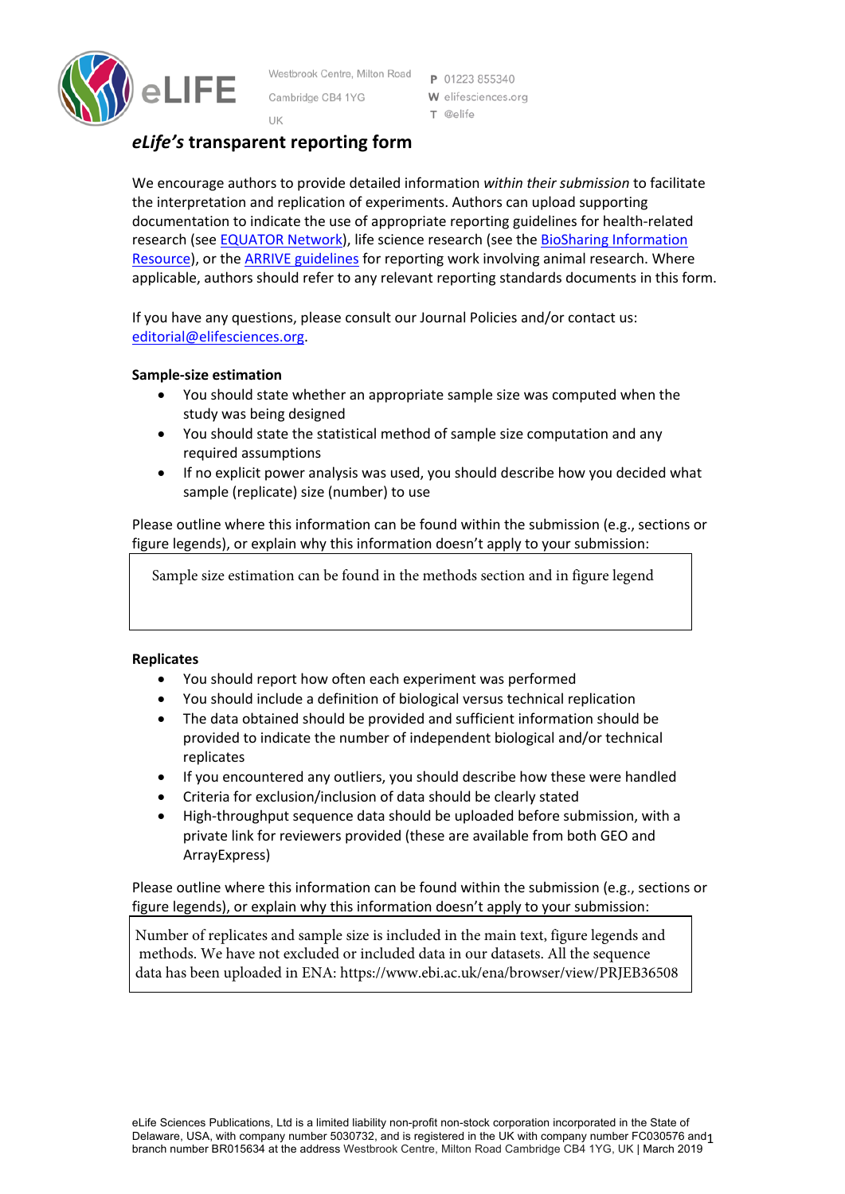eLIFE

Westbrook Centre, Milton Road
Cambridge CB4 1YG
UK

P 01223 855340
W elifesciences.org
T @elife

# *eLife's* transparent reporting form

We encourage authors to provide detailed information *within their submission* to facilitate the interpretation and replication of experiments. Authors can upload supporting documentation to indicate the use of appropriate reporting guidelines for health-related research (see EQUATOR Network), life science research (see the BioSharing Information Resource), or the ARRIVE guidelines for reporting work involving animal research. Where applicable, authors should refer to any relevant reporting standards documents in this form.

If you have any questions, please consult our Journal Policies and/or contact us: editorial@elifesciences.org.

**Sample-size estimation**

- You should state whether an appropriate sample size was computed when the study was being designed
- You should state the statistical method of sample size computation and any required assumptions
- If no explicit power analysis was used, you should describe how you decided what sample (replicate) size (number) to use

Please outline where this information can be found within the submission (e.g., sections or figure legends), or explain why this information doesn't apply to your submission:

Sample size estimation can be found in the methods section and in figure legend

**Replicates**

- You should report how often each experiment was performed
- You should include a definition of biological versus technical replication
- The data obtained should be provided and sufficient information should be provided to indicate the number of independent biological and/or technical replicates
- If you encountered any outliers, you should describe how these were handled
- Criteria for exclusion/inclusion of data should be clearly stated
- High-throughput sequence data should be uploaded before submission, with a private link for reviewers provided (these are available from both GEO and ArrayExpress)

Please outline where this information can be found within the submission (e.g., sections or figure legends), or explain why this information doesn't apply to your submission:

Number of replicates and sample size is included in the main text, figure legends and methods. We have not excluded or included data in our datasets. All the sequence data has been uploaded in ENA: https://www.ebi.ac.uk/ena/browser/view/PRJEB36508

eLife Sciences Publications, Ltd is a limited liability non-profit non-stock corporation incorporated in the State of Delaware, USA, with company number 5030732, and is registered in the UK with company number FC030576 and branch number BR015634 at the address Westbrook Centre, Milton Road Cambridge CB4 1YG, UK | March 2019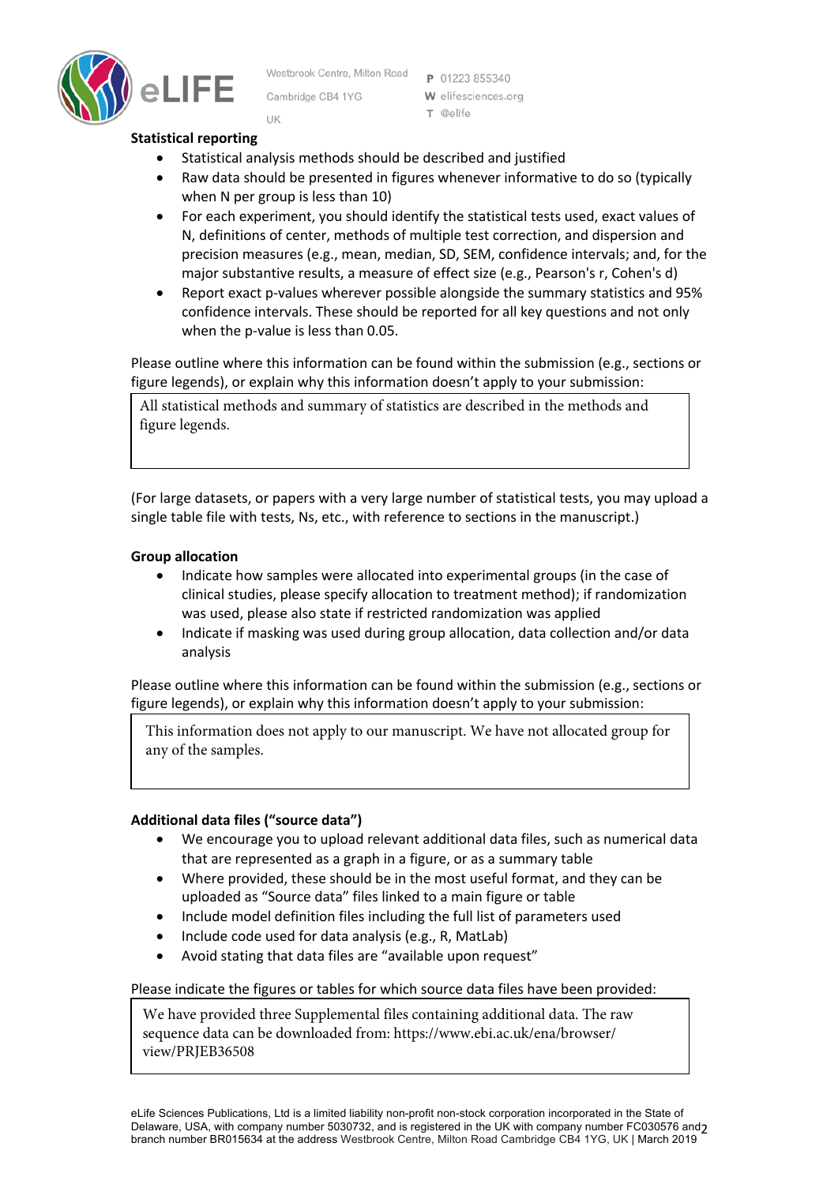**Statistical reporting**

- Statistical analysis methods should be described and justified
- Raw data should be presented in figures whenever informative to do so (typically when N per group is less than 10)
- For each experiment, you should identify the statistical tests used, exact values of N, definitions of center, methods of multiple test correction, and dispersion and precision measures (e.g., mean, median, SD, SEM, confidence intervals; and, for the major substantive results, a measure of effect size (e.g., Pearson's r, Cohen's d)
- Report exact p-values wherever possible alongside the summary statistics and 95% confidence intervals. These should be reported for all key questions and not only when the p-value is less than 0.05.

Please outline where this information can be found within the submission (e.g., sections or figure legends), or explain why this information doesn't apply to your submission:

> All statistical methods and summary of statistics are described in the methods and figure legends.

(For large datasets, or papers with a very large number of statistical tests, you may upload a single table file with tests, Ns, etc., with reference to sections in the manuscript.)

**Group allocation**

- Indicate how samples were allocated into experimental groups (in the case of clinical studies, please specify allocation to treatment method); if randomization was used, please also state if restricted randomization was applied
- Indicate if masking was used during group allocation, data collection and/or data analysis

Please outline where this information can be found within the submission (e.g., sections or figure legends), or explain why this information doesn't apply to your submission:

> This information does not apply to our manuscript. We have not allocated group for any of the samples.

**Additional data files ("source data")**

- We encourage you to upload relevant additional data files, such as numerical data that are represented as a graph in a figure, or as a summary table
- Where provided, these should be in the most useful format, and they can be uploaded as "Source data" files linked to a main figure or table
- Include model definition files including the full list of parameters used
- Include code used for data analysis (e.g., R, MatLab)
- Avoid stating that data files are "available upon request"

Please indicate the figures or tables for which source data files have been provided:

> We have provided three Supplemental files containing additional data. The raw sequence data can be downloaded from: https://www.ebi.ac.uk/ena/browser/view/PRJEB36508